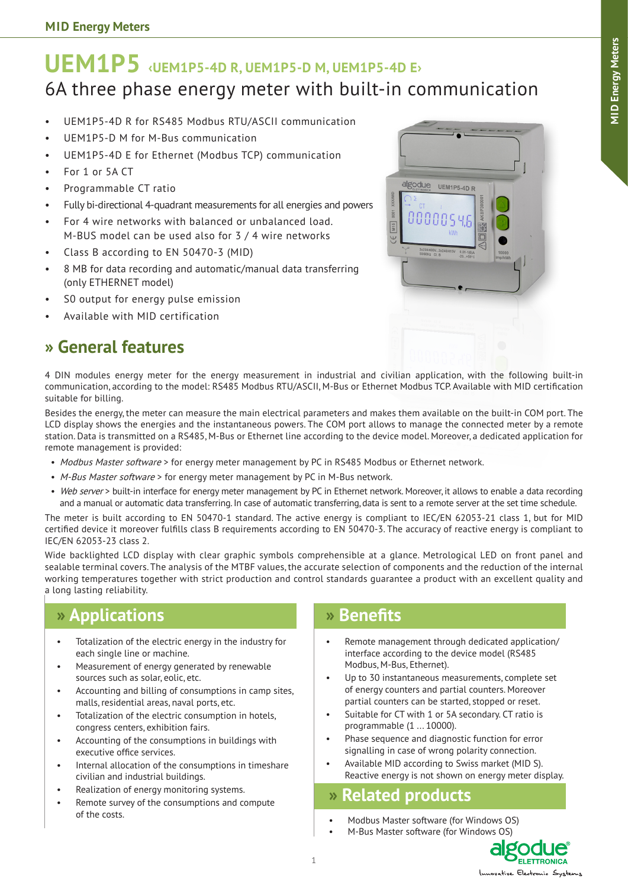# UEM1P5 ‹UEM1P5-4D R, UEM1P5-D M, UEM1P5-4D E›

## 6A three phase energy meter with built-in communication

- UEM1P5-4D R for RS485 Modbus RTU/ASCII communication
- UEM1P5-D M for M-Bus communication
- UEM1P5-4D E for Ethernet (Modbus TCP) communication
- For 1 or 5A CT
- Programmable CT ratio
- Fully bi-directional 4-quadrant measurements for all energies and powers
- For 4 wire networks with balanced or unbalanced load. M-BUS model can be used also for 3 / 4 wire networks
- Class B according to EN 50470-3 (MID)
- 8 MB for data recording and automatic/manual data transferring (only ETHERNET model)
- S0 output for energy pulse emission
- Available with MID certification

## » General features

4 DIN modules energy meter for the energy measurement in industrial and civilian application, with the following built-in communication, according to the model: RS485 Modbus RTU/ASCII, M-Bus or Ethernet Modbus TCP. Available with MID certification suitable for billing.

Besides the energy, the meter can measure the main electrical parameters and makes them available on the built-in COM port. The LCD display shows the energies and the instantaneous powers. The COM port allows to manage the connected meter by a remote station. Data is transmitted on a RS485, M-Bus or Ethernet line according to the device model. Moreover, a dedicated application for remote management is provided:

- *Modbus Master software* > for energy meter management by PC in RS485 Modbus or Ethernet network.
- *M-Bus Master software* > for energy meter management by PC in M-Bus network.
- *Web server* > built-in interface for energy meter management by PC in Ethernet network. Moreover, it allows to enable a data recording and a manual or automatic data transferring. In case of automatic transferring, data is sent to a remote server at the set time schedule.

The meter is built according to EN 50470-1 standard. The active energy is compliant to IEC/EN 62053-21 class 1, but for MID certified device it moreover fulfills class B requirements according to EN 50470-3. The accuracy of reactive energy is compliant to IEC/EN 62053-23 class 2.

Wide backlighted LCD display with clear graphic symbols comprehensible at a glance. Metrological LED on front panel and sealable terminal covers. The analysis of the MTBF values, the accurate selection of components and the reduction of the internal working temperatures together with strict production and control standards guarantee a product with an excellent quality and a long lasting reliability.

## » Applications

- Totalization of the electric energy in the industry for each single line or machine.
- Measurement of energy generated by renewable sources such as solar, eolic, etc.
- Accounting and billing of consumptions in camp sites, malls, residential areas, naval ports, etc.
- Totalization of the electric consumption in hotels, congress centers, exhibition fairs.
- Accounting of the consumptions in buildings with executive office services.
- Internal allocation of the consumptions in timeshare civilian and industrial buildings.
- Realization of energy monitoring systems.
- Remote survey of the consumptions and compute of the costs.

## » Benefits

- Remote management through dedicated application/ interface according to the device model (RS485 Modbus, M-Bus, Ethernet).
- Up to 30 instantaneous measurements, complete set of energy counters and partial counters. Moreover partial counters can be started, stopped or reset.
- Suitable for CT with 1 or 5A secondary. CT ratio is programmable (1 ... 10000).
- Phase sequence and diagnostic function for error signalling in case of wrong polarity connection.
- Available MID according to Swiss market (MID S). Reactive energy is not shown on energy meter display.

## » Related products

- Modbus Master software (for Windows OS)
- M-Bus Master software (for Windows OS)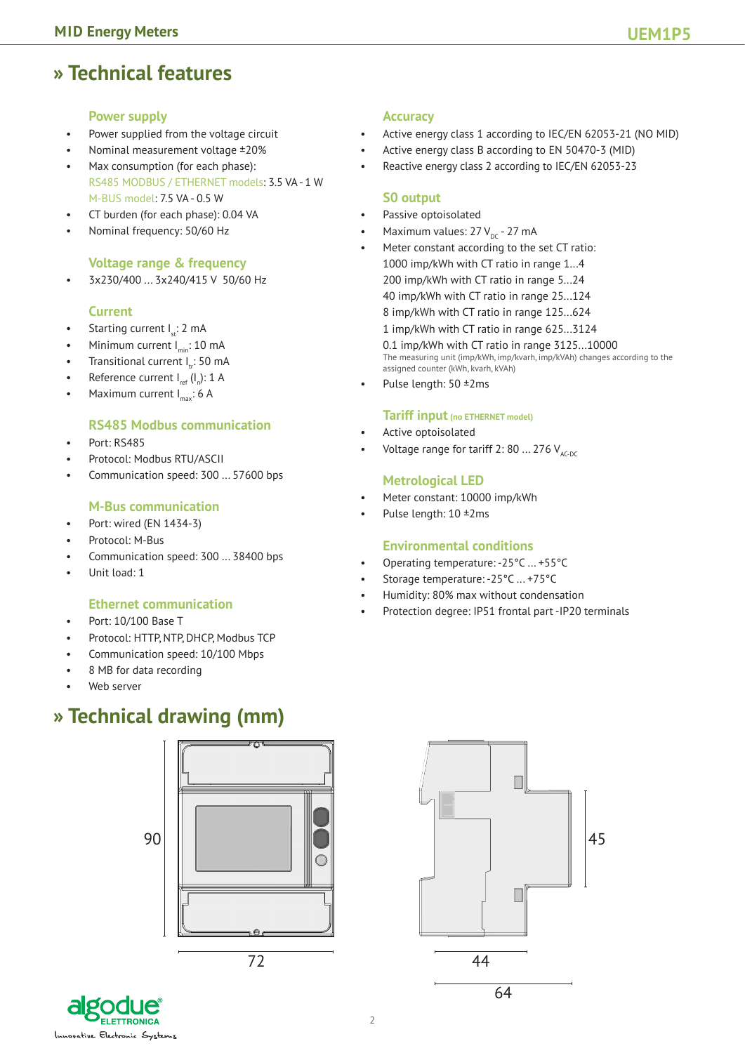# » Technical features

### Power supply

- Power supplied from the voltage circuit
- Nominal measurement voltage ±20%
- Max consumption (for each phase):
  RS485 MODBUS / ETHERNET models: 3.5 VA - 1 W
  M-BUS model: 7.5 VA - 0.5 W
- CT burden (for each phase): 0.04 VA
- Nominal frequency: 50/60 Hz

### Voltage range & frequency

- 3x230/400 ... 3x240/415 V 50/60 Hz

### Current

- Starting current $I_{st}$: 2 mA
- Minimum current $I_{min}$: 10 mA
- Transitional current $I_{tr}$: 50 mA
- Reference current $I_{ref}$ ($I_n$): 1 A
- Maximum current $I_{max}$: 6 A

### RS485 Modbus communication

- Port: RS485
- Protocol: Modbus RTU/ASCII
- Communication speed: 300 ... 57600 bps

### M-Bus communication

- Port: wired (EN 1434-3)
- Protocol: M-Bus
- Communication speed: 300 ... 38400 bps
- Unit load: 1

### Ethernet communication

- Port: 10/100 Base T
- Protocol: HTTP, NTP, DHCP, Modbus TCP
- Communication speed: 10/100 Mbps
- 8 MB for data recording
- Web server

### Accuracy

- Active energy class 1 according to IEC/EN 62053-21 (NO MID)
- Active energy class B according to EN 50470-3 (MID)
- Reactive energy class 2 according to IEC/EN 62053-23

### S0 output

- Passive optoisolated
- Maximum values: 27 $V_{DC}$ - 27 mA
- Meter constant according to the set CT ratio:
  1000 imp/kWh with CT ratio in range 1...4
  200 imp/kWh with CT ratio in range 5...24
  40 imp/kWh with CT ratio in range 25...124
  8 imp/kWh with CT ratio in range 125...624
  1 imp/kWh with CT ratio in range 625...3124
  0.1 imp/kWh with CT ratio in range 3125...10000
  The measuring unit (imp/kWh, imp/kvarh, imp/kVAh) changes according to the assigned counter (kWh, kvarh, kVAh)
- Pulse length: 50 ±2ms

### Tariff input (no ETHERNET model)

- Active optoisolated
- Voltage range for tariff 2: 80 ... 276 $V_{AC-DC}$

### Metrological LED

- Meter constant: 10000 imp/kWh
- Pulse length: 10 ±2ms

### Environmental conditions

- Operating temperature: -25°C ... +55°C
- Storage temperature: -25°C ... +75°C
- Humidity: 80% max without condensation
- Protection degree: IP51 frontal part -IP20 terminals

# » Technical drawing (mm)

90
72
45
44
64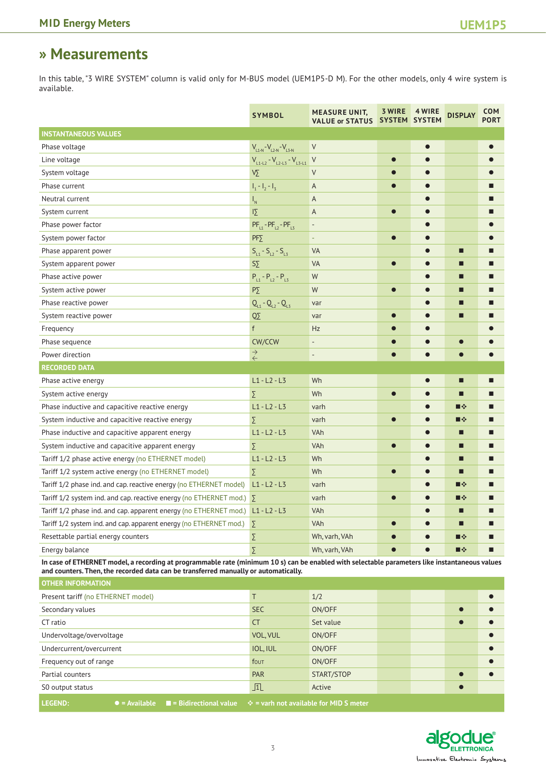# » Measurements

In this table, "3 WIRE SYSTEM" column is valid only for M-BUS model (UEM1P5-D M). For the other models, only 4 wire system is available.

| | SYMBOL | MEASURE UNIT, VALUE or STATUS | 3 WIRE SYSTEM | 4 WIRE SYSTEM | DISPLAY | COM PORT |
|---|---|---|---|---|---|---|
| **INSTANTANEOUS VALUES** | | | | | | |
| Phase voltage | $V_{L1-N}$-$V_{L2-N}$-$V_{L3-N}$ | V | | ● | | ● |
| Line voltage | $V_{L1-L2}$ - $V_{L2-L3}$ - $V_{L3-L1}$ | V | ● | ● | | ● |
| System voltage | V∑ | V | ● | ● | | ● |
| Phase current | $I_1$ - $I_2$ - $I_3$ | A | ● | ● | | ■ |
| Neutral current | $I_N$ | A | | ● | | ■ |
| System current | I∑ | A | ● | ● | | ■ |
| Phase power factor | $PF_{L1}$ - $PF_{L2}$ - $PF_{L3}$ | - | | ● | | ● |
| System power factor | PF∑ | - | ● | ● | | ● |
| Phase apparent power | $S_{L1}$ - $S_{L2}$ - $S_{L3}$ | VA | | ● | ■ | ■ |
| System apparent power | S∑ | VA | ● | ● | ■ | ■ |
| Phase active power | $P_{L1}$ - $P_{L2}$ - $P_{L3}$ | W | | ● | ■ | ■ |
| System active power | P∑ | W | ● | ● | ■ | ■ |
| Phase reactive power | $Q_{L1}$ - $Q_{L2}$ - $Q_{L3}$ | var | | ● | ■ | ■ |
| System reactive power | Q∑ | var | ● | ● | ■ | ■ |
| Frequency | f | Hz | ● | ● | | ● |
| Phase sequence | CW/CCW | - | ● | ● | ● | ● |
| Power direction | →← | - | ● | ● | ● | ● |
| **RECORDED DATA** | | | | | | |
| Phase active energy | L1 - L2 - L3 | Wh | | ● | ■ | ■ |
| System active energy | ∑ | Wh | ● | ● | ■ | ■ |
| Phase inductive and capacitive reactive energy | L1 - L2 - L3 | varh | | ● | ■❖ | ■ |
| System inductive and capacitive reactive energy | ∑ | varh | ● | ● | ■❖ | ■ |
| Phase inductive and capacitive apparent energy | L1 - L2 - L3 | VAh | | ● | ■ | ■ |
| System inductive and capacitive apparent energy | ∑ | VAh | ● | ● | ■ | ■ |
| Tariff 1/2 phase active energy (no ETHERNET model) | L1 - L2 - L3 | Wh | | ● | ■ | ■ |
| Tariff 1/2 system active energy (no ETHERNET model) | ∑ | Wh | ● | ● | ■ | ■ |
| Tariff 1/2 phase ind. and cap. reactive energy (no ETHERNET model) | L1 - L2 - L3 | varh | | ● | ■❖ | ■ |
| Tariff 1/2 system ind. and cap. reactive energy (no ETHERNET mod.) | ∑ | varh | ● | ● | ■❖ | ■ |
| Tariff 1/2 phase ind. and cap. apparent energy (no ETHERNET mod.) | L1 - L2 - L3 | VAh | | ● | ■ | ■ |
| Tariff 1/2 system ind. and cap. apparent energy (no ETHERNET mod.) | ∑ | VAh | ● | ● | ■ | ■ |
| Resettable partial energy counters | ∑ | Wh, varh, VAh | ● | ● | ■❖ | ■ |
| Energy balance | ∑ | Wh, varh, VAh | ● | ● | ■❖ | ■ |
| **In case of ETHERNET model, a recording at programmable rate (minimum 10 s) can be enabled with selectable parameters like instantaneous values and counters. Then, the recorded data can be transferred manually or automatically.** | | | | | | |
| **OTHER INFORMATION** | | | | | | |
| Present tariff (no ETHERNET model) | T | 1/2 | | | | ● |
| Secondary values | SEC | ON/OFF | | | ● | ● |
| CT ratio | CT | Set value | | | ● | ● |
| Undervoltage/overvoltage | VOL, VUL | ON/OFF | | | | ● |
| Undercurrent/overcurrent | IOL, IUL | ON/OFF | | | | ● |
| Frequency out of range | fOUT | ON/OFF | | | | ● |
| Partial counters | PAR | START/STOP | | | ● | ● |
| S0 output status | ⎍1⎍ | Active | | | ● | |

**LEGEND:** ● = Available ■ = Bidirectional value ❖ = varh not available for MID S meter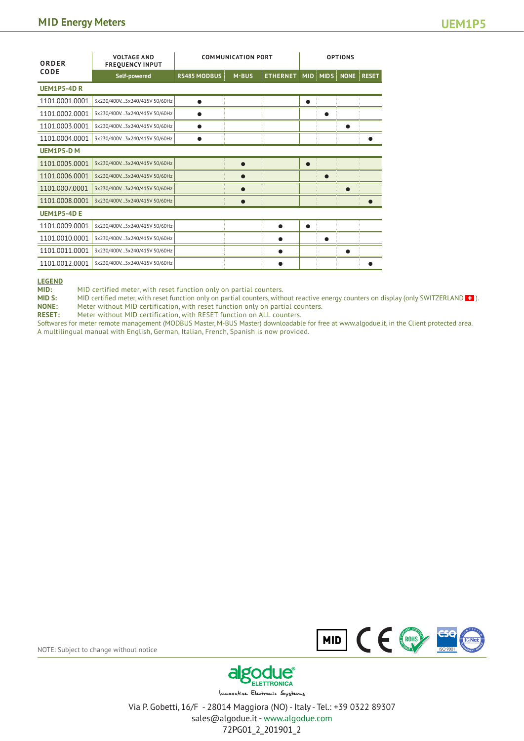## MID Energy Meters

| ORDER CODE | VOLTAGE AND FREQUENCY INPUT | COMMUNICATION PORT | | | OPTIONS | | | |
|---|---|---|---|---|---|---|---|---|
| | Self-powered | RS485 MODBUS | M-BUS | ETHERNET | MID | MID S | NONE | RESET |
| **UEM1P5-4D R** | | | | | | | | |
| 1101.0001.0001 | 3x230/400V...3x240/415V 50/60Hz | ● | | | ● | | | |
| 1101.0002.0001 | 3x230/400V...3x240/415V 50/60Hz | ● | | | | ● | | |
| 1101.0003.0001 | 3x230/400V...3x240/415V 50/60Hz | ● | | | | | ● | |
| 1101.0004.0001 | 3x230/400V...3x240/415V 50/60Hz | ● | | | | | | ● |
| **UEM1P5-D M** | | | | | | | | |
| 1101.0005.0001 | 3x230/400V...3x240/415V 50/60Hz | | ● | | ● | | | |
| 1101.0006.0001 | 3x230/400V...3x240/415V 50/60Hz | | ● | | | ● | | |
| 1101.0007.0001 | 3x230/400V...3x240/415V 50/60Hz | | ● | | | | ● | |
| 1101.0008.0001 | 3x230/400V...3x240/415V 50/60Hz | | ● | | | | | ● |
| **UEM1P5-4D E** | | | | | | | | |
| 1101.0009.0001 | 3x230/400V...3x240/415V 50/60Hz | | | ● | ● | | | |
| 1101.0010.0001 | 3x230/400V...3x240/415V 50/60Hz | | | ● | | ● | | |
| 1101.0011.0001 | 3x230/400V...3x240/415V 50/60Hz | | | ● | | | ● | |
| 1101.0012.0001 | 3x230/400V...3x240/415V 50/60Hz | | | ● | | | | ● |

**LEGEND**

**MID:** MID certified meter, with reset function only on partial counters.
**MID S:** MID certified meter, with reset function only on partial counters, without reactive energy counters on display (only SWITZERLAND).
**NONE:** Meter without MID certification, with reset function only on partial counters.
**RESET:** Meter without MID certification, with RESET function on ALL counters.
Softwares for meter remote management (MODBUS Master, M-BUS Master) downloadable for free at www.algodue.it, in the Client protected area.
A multilingual manual with English, German, Italian, French, Spanish is now provided.

NOTE: Subject to change without notice

algodue ELETTRONICA
Innovative Electronic Systems

Via P. Gobetti, 16/F - 28014 Maggiora (NO) - Italy - Tel.: +39 0322 89307
sales@algodue.it - www.algodue.com
72PG01_2_201901_2